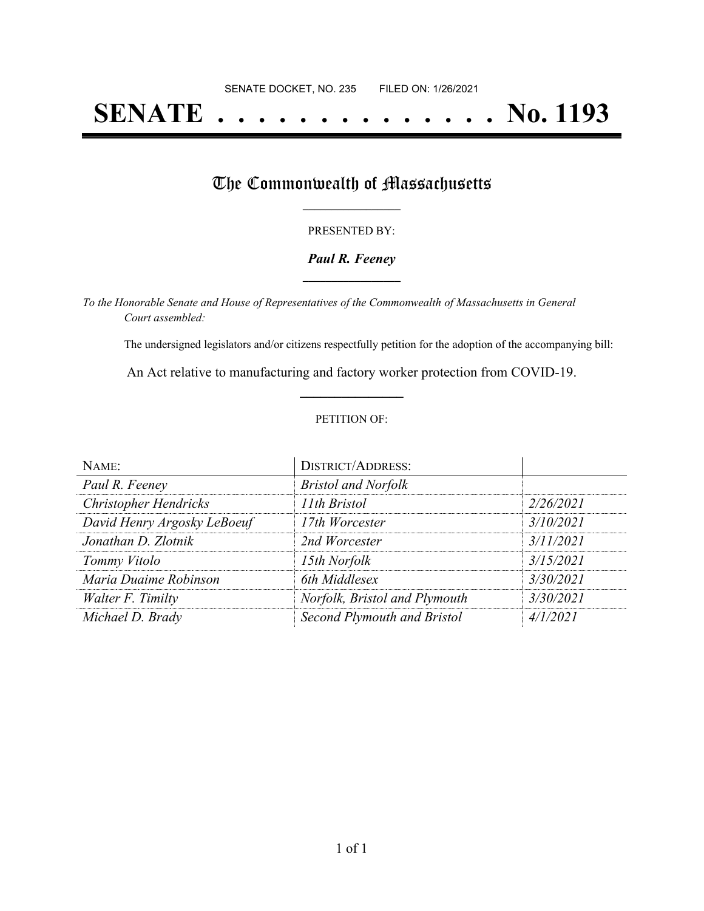SENATE DOCKET, NO. 235 FILED ON: 1/26/2021

# SENATE . . . . . . . . . . . . . . No. 1193

## The Commonwealth of Massachusetts

PRESENTED BY:

***Paul R. Feeney***

*To the Honorable Senate and House of Representatives of the Commonwealth of Massachusetts in General Court assembled:*

The undersigned legislators and/or citizens respectfully petition for the adoption of the accompanying bill:

An Act relative to manufacturing and factory worker protection from COVID-19.

PETITION OF:

| NAME: | DISTRICT/ADDRESS: | |
|---|---|---|
| *Paul R. Feeney* | *Bristol and Norfolk* | |
| *Christopher Hendricks* | *11th Bristol* | *2/26/2021* |
| *David Henry Argosky LeBoeuf* | *17th Worcester* | *3/10/2021* |
| *Jonathan D. Zlotnik* | *2nd Worcester* | *3/11/2021* |
| *Tommy Vitolo* | *15th Norfolk* | *3/15/2021* |
| *Maria Duaime Robinson* | *6th Middlesex* | *3/30/2021* |
| *Walter F. Timilty* | *Norfolk, Bristol and Plymouth* | *3/30/2021* |
| *Michael D. Brady* | *Second Plymouth and Bristol* | *4/1/2021* |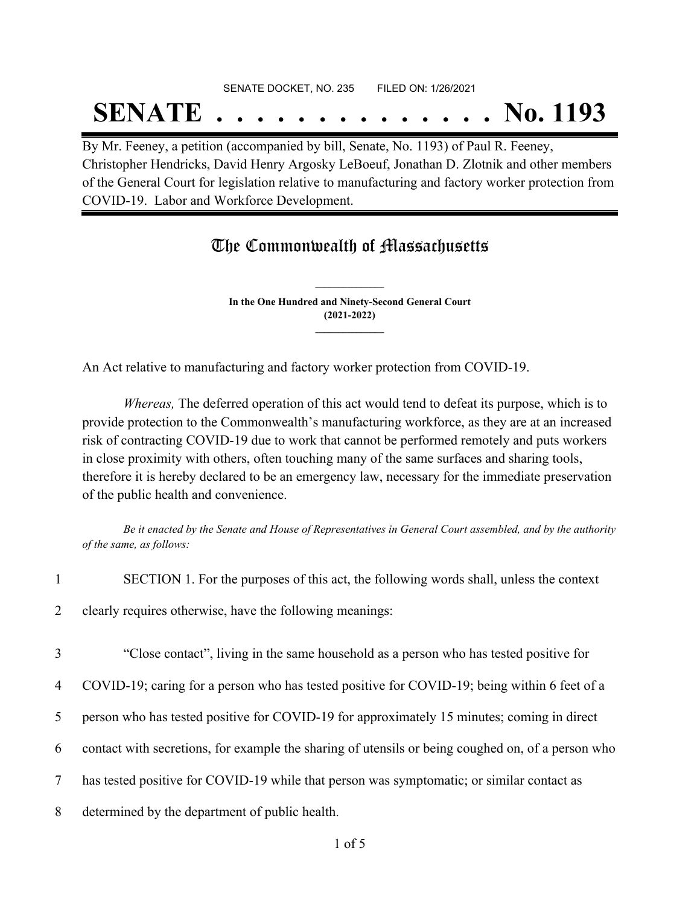SENATE DOCKET, NO. 235        FILED ON: 1/26/2021

# SENATE . . . . . . . . . . . . . . No. 1193

By Mr. Feeney, a petition (accompanied by bill, Senate, No. 1193) of Paul R. Feeney, Christopher Hendricks, David Henry Argosky LeBoeuf, Jonathan D. Zlotnik and other members of the General Court for legislation relative to manufacturing and factory worker protection from COVID-19. Labor and Workforce Development.

## The Commonwealth of Massachusetts

**In the One Hundred and Ninety-Second General Court**
**(2021-2022)**

An Act relative to manufacturing and factory worker protection from COVID-19.

*Whereas,* The deferred operation of this act would tend to defeat its purpose, which is to provide protection to the Commonwealth's manufacturing workforce, as they are at an increased risk of contracting COVID-19 due to work that cannot be performed remotely and puts workers in close proximity with others, often touching many of the same surfaces and sharing tools, therefore it is hereby declared to be an emergency law, necessary for the immediate preservation of the public health and convenience.

*Be it enacted by the Senate and House of Representatives in General Court assembled, and by the authority of the same, as follows:*

1 SECTION 1. For the purposes of this act, the following words shall, unless the context
2 clearly requires otherwise, have the following meanings:

3 "Close contact", living in the same household as a person who has tested positive for
4 COVID-19; caring for a person who has tested positive for COVID-19; being within 6 feet of a
5 person who has tested positive for COVID-19 for approximately 15 minutes; coming in direct
6 contact with secretions, for example the sharing of utensils or being coughed on, of a person who
7 has tested positive for COVID-19 while that person was symptomatic; or similar contact as
8 determined by the department of public health.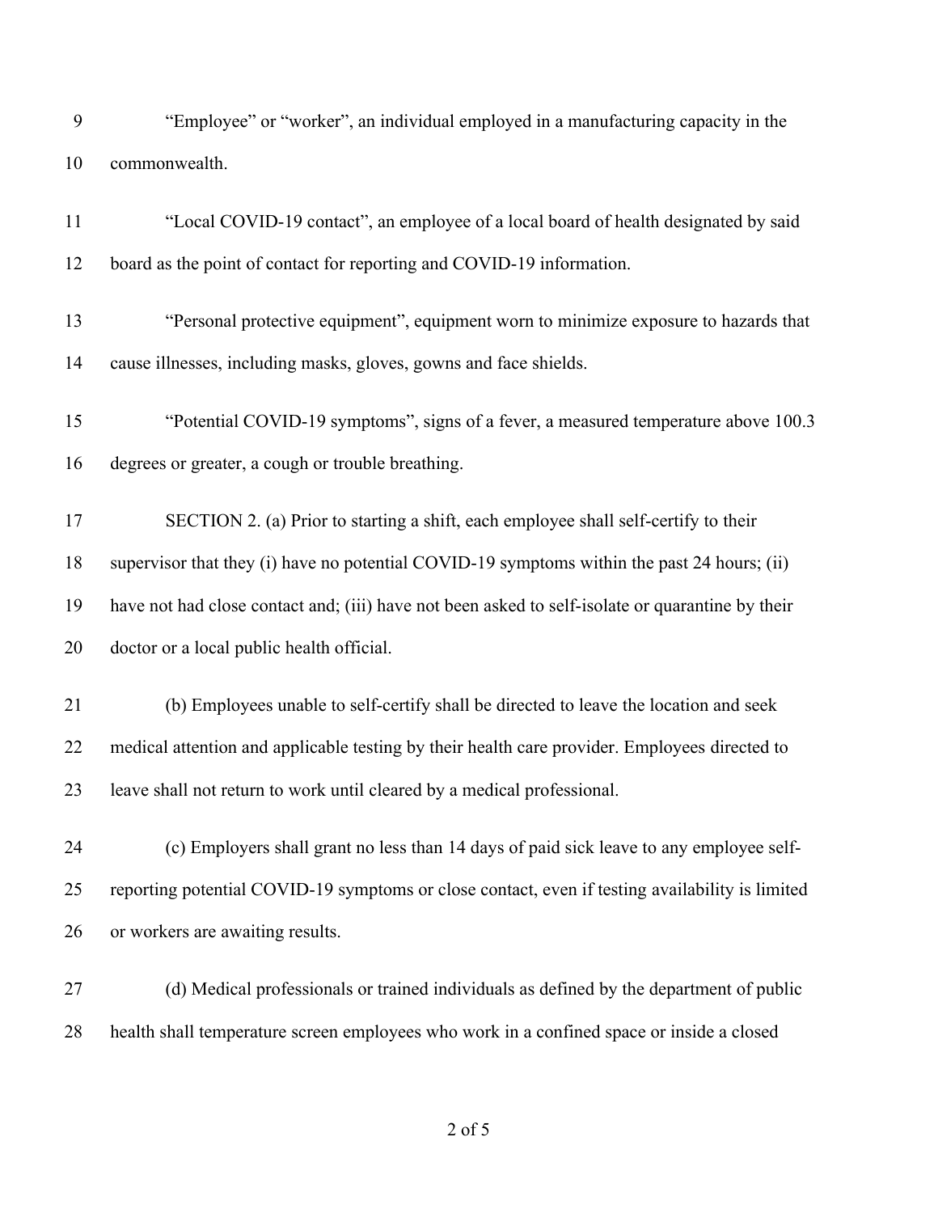"Employee" or "worker", an individual employed in a manufacturing capacity in the commonwealth.

"Local COVID-19 contact", an employee of a local board of health designated by said board as the point of contact for reporting and COVID-19 information.

"Personal protective equipment", equipment worn to minimize exposure to hazards that cause illnesses, including masks, gloves, gowns and face shields.

"Potential COVID-19 symptoms", signs of a fever, a measured temperature above 100.3 degrees or greater, a cough or trouble breathing.

SECTION 2. (a) Prior to starting a shift, each employee shall self-certify to their supervisor that they (i) have no potential COVID-19 symptoms within the past 24 hours; (ii) have not had close contact and; (iii) have not been asked to self-isolate or quarantine by their doctor or a local public health official.

(b) Employees unable to self-certify shall be directed to leave the location and seek medical attention and applicable testing by their health care provider. Employees directed to leave shall not return to work until cleared by a medical professional.

(c) Employers shall grant no less than 14 days of paid sick leave to any employee self-reporting potential COVID-19 symptoms or close contact, even if testing availability is limited or workers are awaiting results.

(d) Medical professionals or trained individuals as defined by the department of public health shall temperature screen employees who work in a confined space or inside a closed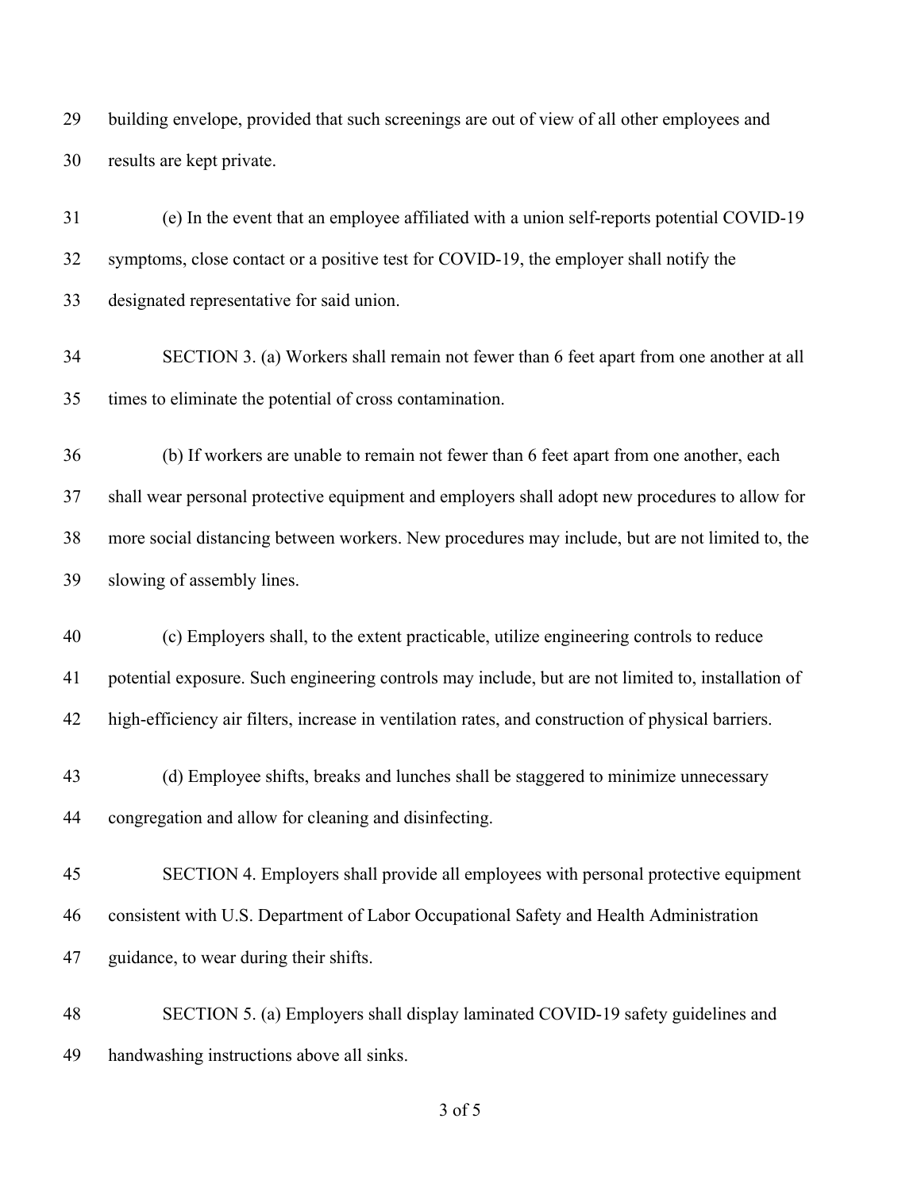building envelope, provided that such screenings are out of view of all other employees and results are kept private.

(e) In the event that an employee affiliated with a union self-reports potential COVID-19 symptoms, close contact or a positive test for COVID-19, the employer shall notify the designated representative for said union.

SECTION 3. (a) Workers shall remain not fewer than 6 feet apart from one another at all times to eliminate the potential of cross contamination.

(b) If workers are unable to remain not fewer than 6 feet apart from one another, each shall wear personal protective equipment and employers shall adopt new procedures to allow for more social distancing between workers. New procedures may include, but are not limited to, the slowing of assembly lines.

(c) Employers shall, to the extent practicable, utilize engineering controls to reduce potential exposure. Such engineering controls may include, but are not limited to, installation of high-efficiency air filters, increase in ventilation rates, and construction of physical barriers.

(d) Employee shifts, breaks and lunches shall be staggered to minimize unnecessary congregation and allow for cleaning and disinfecting.

SECTION 4. Employers shall provide all employees with personal protective equipment consistent with U.S. Department of Labor Occupational Safety and Health Administration guidance, to wear during their shifts.

SECTION 5. (a) Employers shall display laminated COVID-19 safety guidelines and handwashing instructions above all sinks.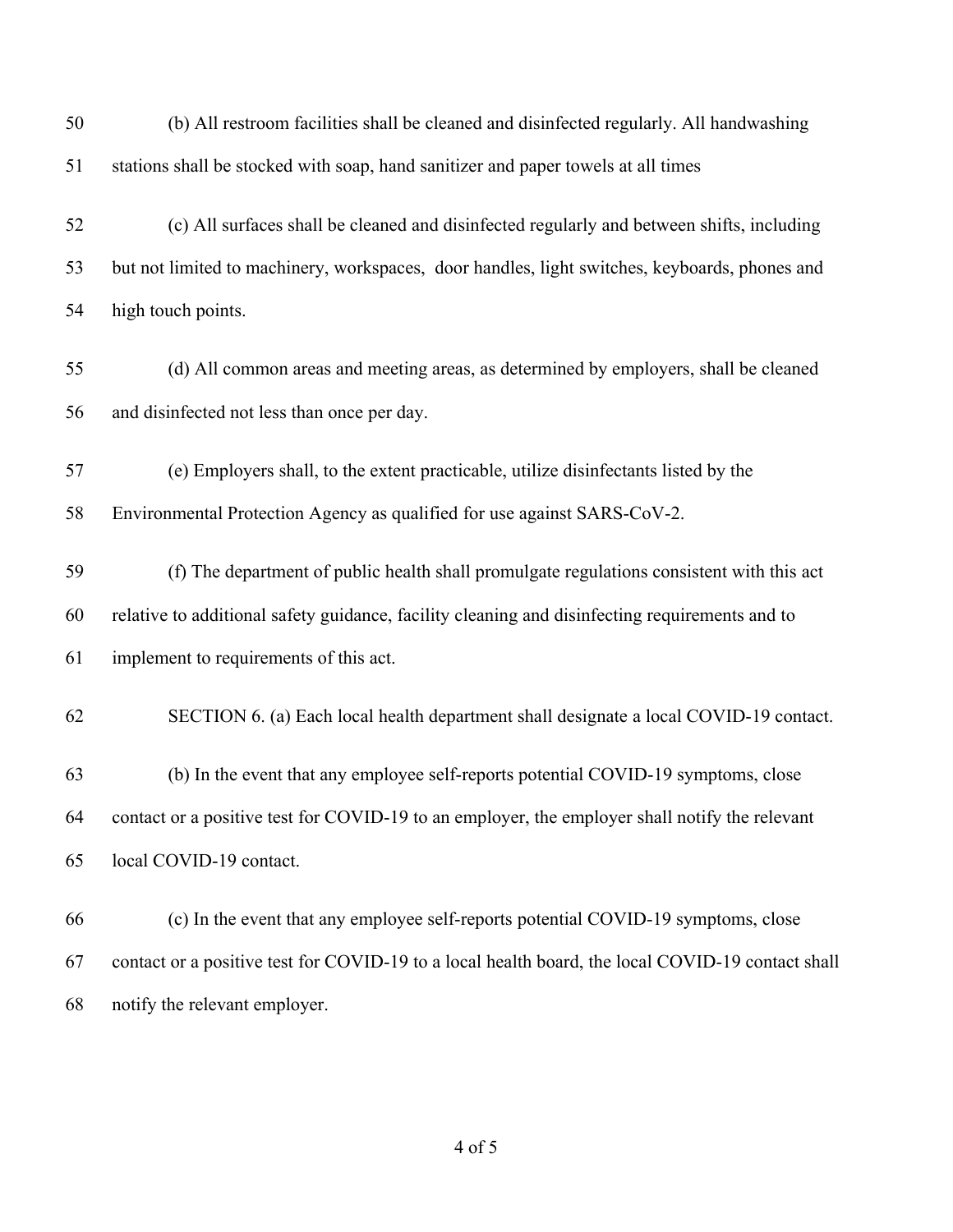(b) All restroom facilities shall be cleaned and disinfected regularly. All handwashing stations shall be stocked with soap, hand sanitizer and paper towels at all times

(c) All surfaces shall be cleaned and disinfected regularly and between shifts, including but not limited to machinery, workspaces, door handles, light switches, keyboards, phones and high touch points.

(d) All common areas and meeting areas, as determined by employers, shall be cleaned and disinfected not less than once per day.

(e) Employers shall, to the extent practicable, utilize disinfectants listed by the Environmental Protection Agency as qualified for use against SARS-CoV-2.

(f) The department of public health shall promulgate regulations consistent with this act relative to additional safety guidance, facility cleaning and disinfecting requirements and to implement to requirements of this act.

SECTION 6. (a) Each local health department shall designate a local COVID-19 contact.

(b) In the event that any employee self-reports potential COVID-19 symptoms, close contact or a positive test for COVID-19 to an employer, the employer shall notify the relevant local COVID-19 contact.

(c) In the event that any employee self-reports potential COVID-19 symptoms, close contact or a positive test for COVID-19 to a local health board, the local COVID-19 contact shall notify the relevant employer.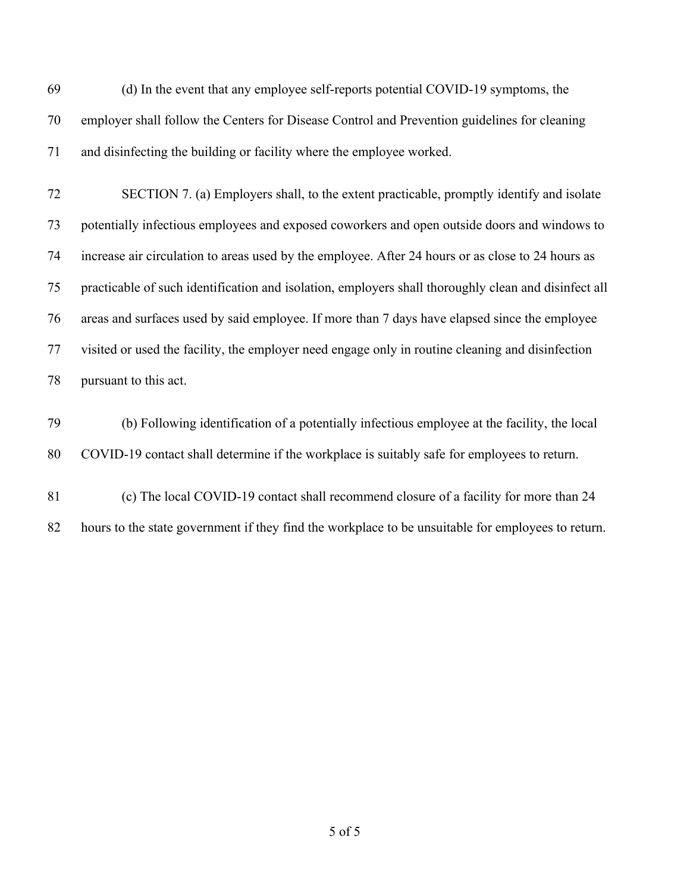(d) In the event that any employee self-reports potential COVID-19 symptoms, the employer shall follow the Centers for Disease Control and Prevention guidelines for cleaning and disinfecting the building or facility where the employee worked.

SECTION 7. (a) Employers shall, to the extent practicable, promptly identify and isolate potentially infectious employees and exposed coworkers and open outside doors and windows to increase air circulation to areas used by the employee. After 24 hours or as close to 24 hours as practicable of such identification and isolation, employers shall thoroughly clean and disinfect all areas and surfaces used by said employee. If more than 7 days have elapsed since the employee visited or used the facility, the employer need engage only in routine cleaning and disinfection pursuant to this act.

(b) Following identification of a potentially infectious employee at the facility, the local COVID-19 contact shall determine if the workplace is suitably safe for employees to return.

(c) The local COVID-19 contact shall recommend closure of a facility for more than 24 hours to the state government if they find the workplace to be unsuitable for employees to return.